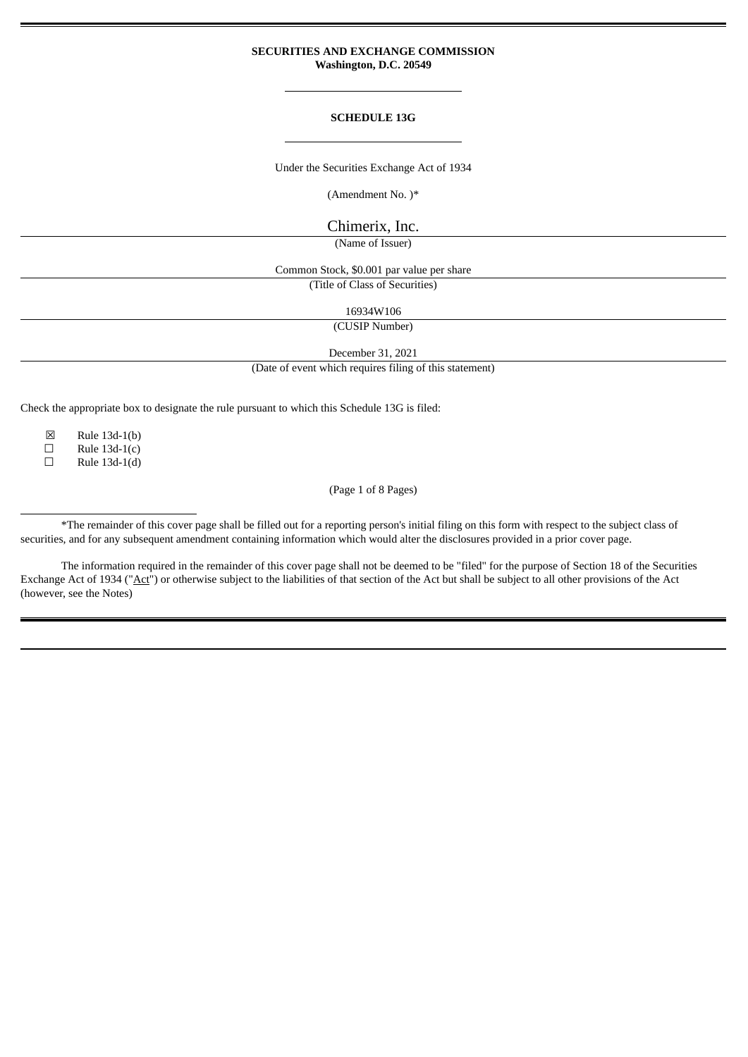**SECURITIES AND EXCHANGE COMMISSION**
**Washington, D.C. 20549**

**SCHEDULE 13G**

Under the Securities Exchange Act of 1934

(Amendment No. )*

Chimerix, Inc.
(Name of Issuer)

Common Stock, $0.001 par value per share
(Title of Class of Securities)

16934W106
(CUSIP Number)

December 31, 2021
(Date of event which requires filing of this statement)

Check the appropriate box to designate the rule pursuant to which this Schedule 13G is filed:

☒ Rule 13d-1(b)
☐ Rule 13d-1(c)
☐ Rule 13d-1(d)

(Page 1 of 8 Pages)

*The remainder of this cover page shall be filled out for a reporting person's initial filing on this form with respect to the subject class of securities, and for any subsequent amendment containing information which would alter the disclosures provided in a prior cover page.

The information required in the remainder of this cover page shall not be deemed to be "filed" for the purpose of Section 18 of the Securities Exchange Act of 1934 ("Act") or otherwise subject to the liabilities of that section of the Act but shall be subject to all other provisions of the Act (however, see the Notes)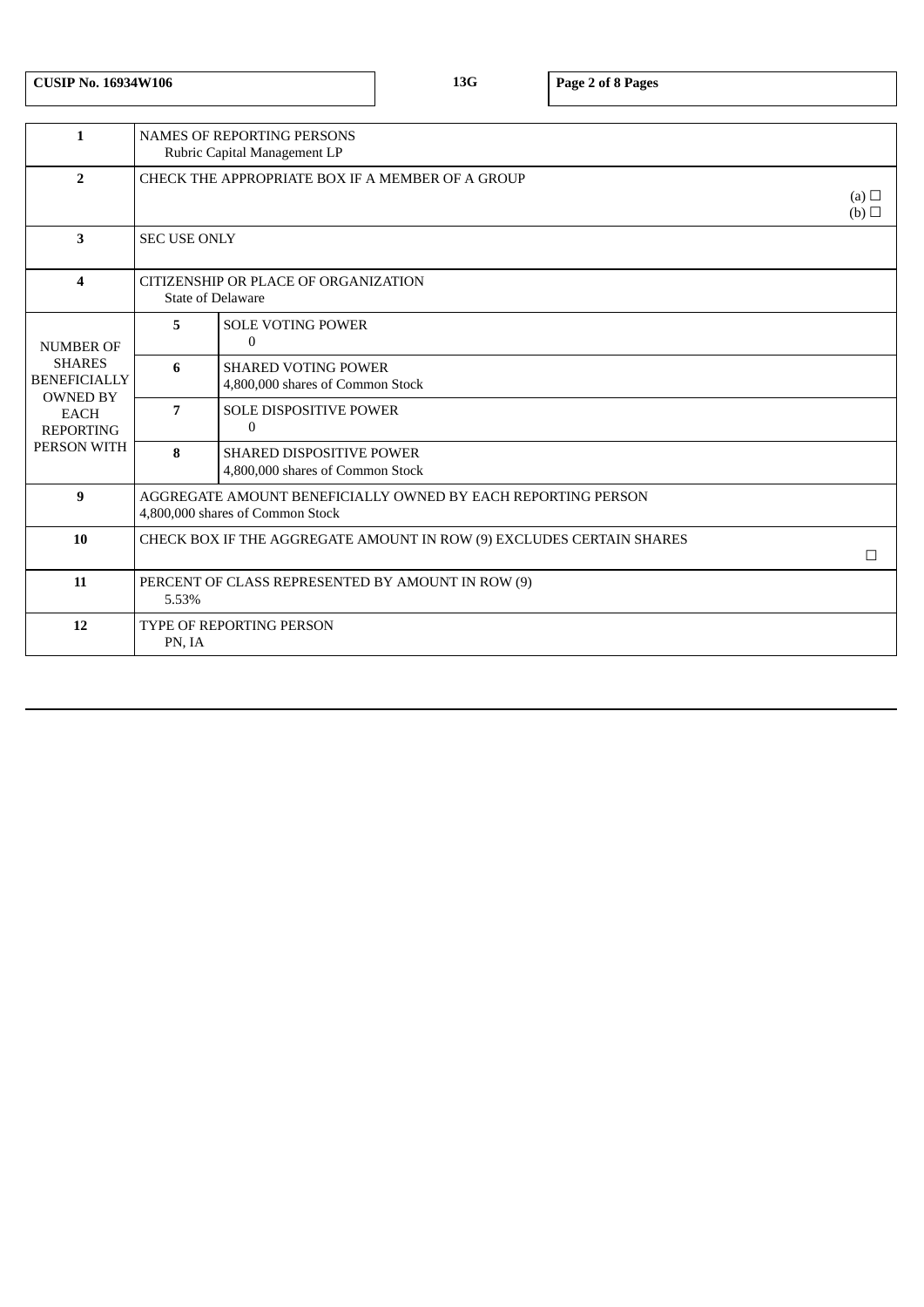| CUSIP No. 16934W106 | 13G | Page 2 of 8 Pages |
|---|---|---|

| | | |
|---|---|---|
| **1** | NAMES OF REPORTING PERSONS<br>Rubric Capital Management LP | |
| **2** | CHECK THE APPROPRIATE BOX IF A MEMBER OF A GROUP<br>(a) ☐<br>(b) ☐ | |
| **3** | SEC USE ONLY | |
| **4** | CITIZENSHIP OR PLACE OF ORGANIZATION<br>State of Delaware | |
| NUMBER OF SHARES BENEFICIALLY OWNED BY EACH REPORTING PERSON WITH | **5** | SOLE VOTING POWER<br>0 |
| | **6** | SHARED VOTING POWER<br>4,800,000 shares of Common Stock |
| | **7** | SOLE DISPOSITIVE POWER<br>0 |
| | **8** | SHARED DISPOSITIVE POWER<br>4,800,000 shares of Common Stock |
| **9** | AGGREGATE AMOUNT BENEFICIALLY OWNED BY EACH REPORTING PERSON<br>4,800,000 shares of Common Stock | |
| **10** | CHECK BOX IF THE AGGREGATE AMOUNT IN ROW (9) EXCLUDES CERTAIN SHARES<br>☐ | |
| **11** | PERCENT OF CLASS REPRESENTED BY AMOUNT IN ROW (9)<br>5.53% | |
| **12** | TYPE OF REPORTING PERSON<br>PN, IA | |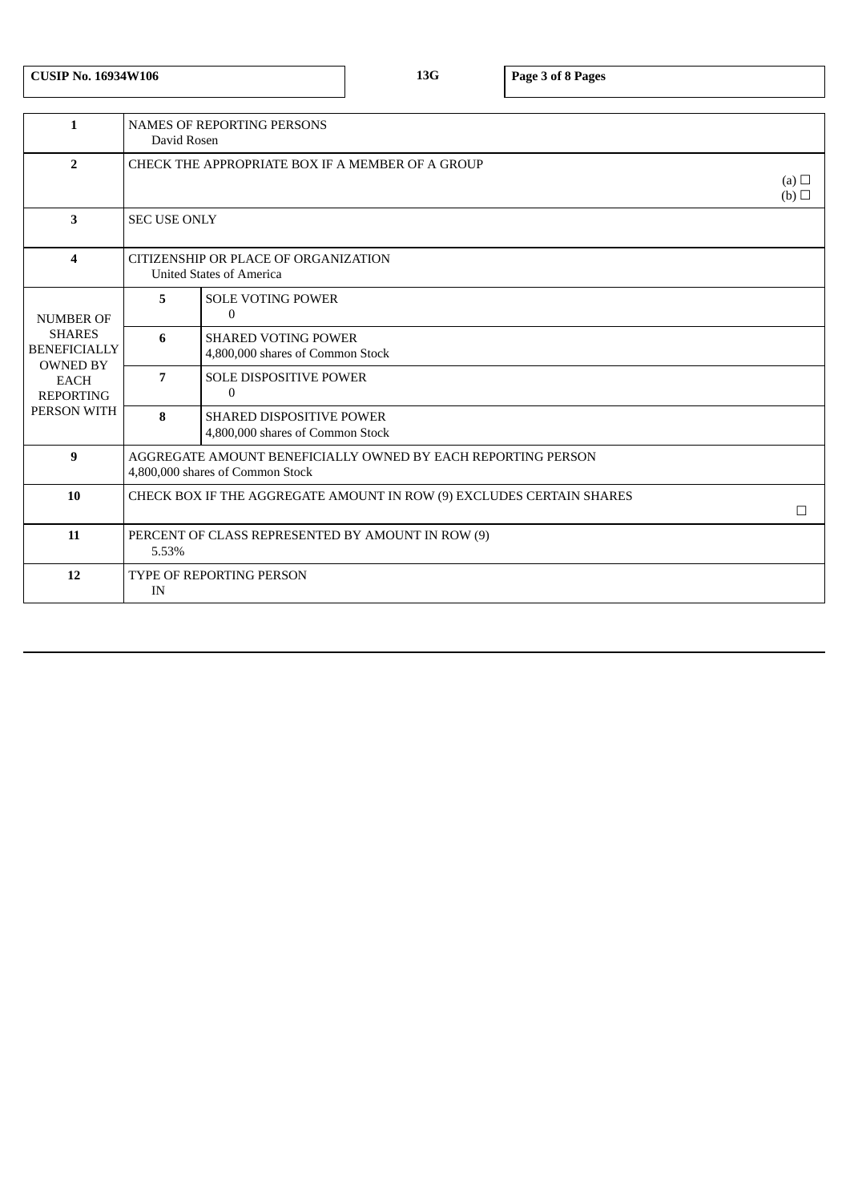| CUSIP No. 16934W106 | 13G | |
|---|---|---|

| | | |
|---|---|---|
| **1** | NAMES OF REPORTING PERSONS<br>David Rosen | |
| **2** | CHECK THE APPROPRIATE BOX IF A MEMBER OF A GROUP<br>(a) ☐<br>(b) ☐ | |
| **3** | SEC USE ONLY | |
| **4** | CITIZENSHIP OR PLACE OF ORGANIZATION<br>United States of America | |
| NUMBER OF SHARES BENEFICIALLY OWNED BY EACH REPORTING PERSON WITH | **5** | SOLE VOTING POWER<br>0 |
| | **6** | SHARED VOTING POWER<br>4,800,000 shares of Common Stock |
| | **7** | SOLE DISPOSITIVE POWER<br>0 |
| | **8** | SHARED DISPOSITIVE POWER<br>4,800,000 shares of Common Stock |
| **9** | AGGREGATE AMOUNT BENEFICIALLY OWNED BY EACH REPORTING PERSON<br>4,800,000 shares of Common Stock | |
| **10** | CHECK BOX IF THE AGGREGATE AMOUNT IN ROW (9) EXCLUDES CERTAIN SHARES<br>☐ | |
| **11** | PERCENT OF CLASS REPRESENTED BY AMOUNT IN ROW (9)<br>5.53% | |
| **12** | TYPE OF REPORTING PERSON<br>IN | |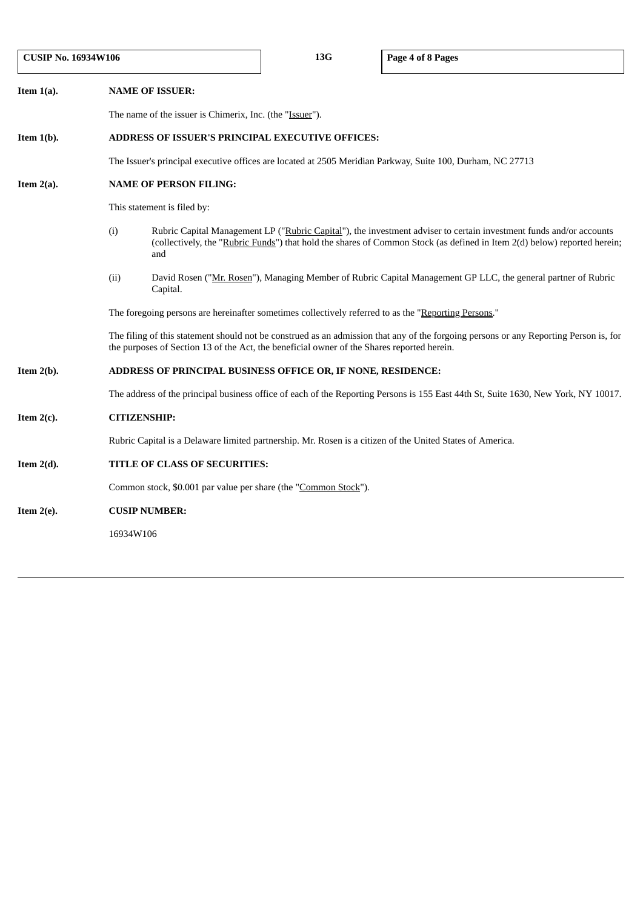**Item 1(a).** **NAME OF ISSUER:**

The name of the issuer is Chimerix, Inc. (the "Issuer").

**Item 1(b).** **ADDRESS OF ISSUER'S PRINCIPAL EXECUTIVE OFFICES:**

The Issuer's principal executive offices are located at 2505 Meridian Parkway, Suite 100, Durham, NC 27713

**Item 2(a).** **NAME OF PERSON FILING:**

This statement is filed by:

(i) Rubric Capital Management LP ("Rubric Capital"), the investment adviser to certain investment funds and/or accounts (collectively, the "Rubric Funds") that hold the shares of Common Stock (as defined in Item 2(d) below) reported herein; and

(ii) David Rosen ("Mr. Rosen"), Managing Member of Rubric Capital Management GP LLC, the general partner of Rubric Capital.

The foregoing persons are hereinafter sometimes collectively referred to as the "Reporting Persons."

The filing of this statement should not be construed as an admission that any of the forgoing persons or any Reporting Person is, for the purposes of Section 13 of the Act, the beneficial owner of the Shares reported herein.

**Item 2(b).** **ADDRESS OF PRINCIPAL BUSINESS OFFICE OR, IF NONE, RESIDENCE:**

The address of the principal business office of each of the Reporting Persons is 155 East 44th St, Suite 1630, New York, NY 10017.

**Item 2(c).** **CITIZENSHIP:**

Rubric Capital is a Delaware limited partnership. Mr. Rosen is a citizen of the United States of America.

**Item 2(d).** **TITLE OF CLASS OF SECURITIES:**

Common stock, $0.001 par value per share (the "Common Stock").

**Item 2(e).** **CUSIP NUMBER:**

16934W106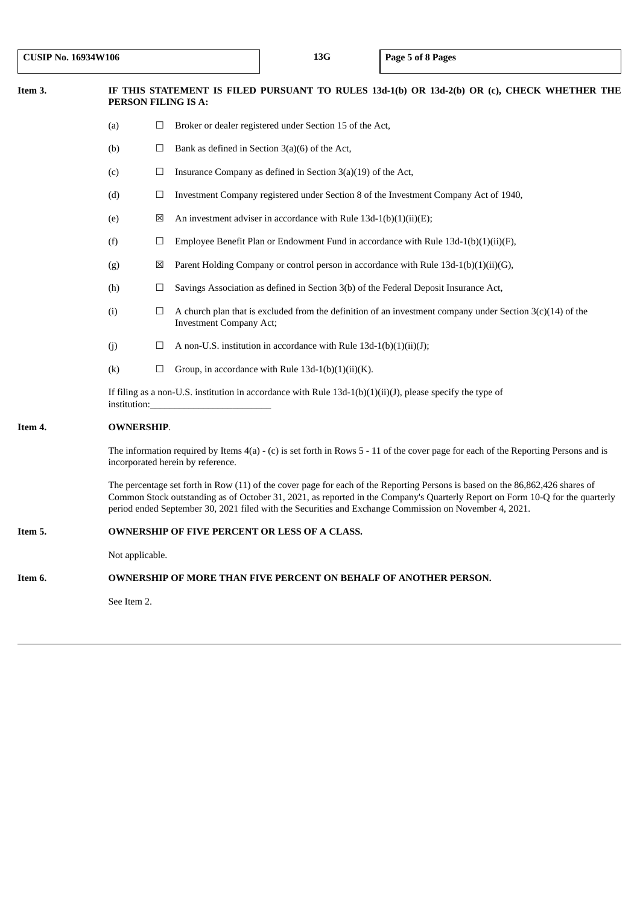**Item 3.** **IF THIS STATEMENT IS FILED PURSUANT TO RULES 13d-1(b) OR 13d-2(b) OR (c), CHECK WHETHER THE PERSON FILING IS A:**

(a) ☐ Broker or dealer registered under Section 15 of the Act,

(b) ☐ Bank as defined in Section 3(a)(6) of the Act,

(c) ☐ Insurance Company as defined in Section 3(a)(19) of the Act,

(d) ☐ Investment Company registered under Section 8 of the Investment Company Act of 1940,

(e) ☒ An investment adviser in accordance with Rule 13d-1(b)(1)(ii)(E);

(f) ☐ Employee Benefit Plan or Endowment Fund in accordance with Rule 13d-1(b)(1)(ii)(F),

(g) ☒ Parent Holding Company or control person in accordance with Rule 13d-1(b)(1)(ii)(G),

(h) ☐ Savings Association as defined in Section 3(b) of the Federal Deposit Insurance Act,

(i) ☐ A church plan that is excluded from the definition of an investment company under Section 3(c)(14) of the Investment Company Act;

(j) ☐ A non-U.S. institution in accordance with Rule 13d-1(b)(1)(ii)(J);

(k) ☐ Group, in accordance with Rule 13d-1(b)(1)(ii)(K).

If filing as a non-U.S. institution in accordance with Rule 13d-1(b)(1)(ii)(J), please specify the type of institution:\_\_\_\_\_\_\_\_\_\_\_\_\_\_\_\_\_\_\_\_\_\_\_\_\_

**Item 4.** **OWNERSHIP**.

The information required by Items 4(a) - (c) is set forth in Rows 5 - 11 of the cover page for each of the Reporting Persons and is incorporated herein by reference.

The percentage set forth in Row (11) of the cover page for each of the Reporting Persons is based on the 86,862,426 shares of Common Stock outstanding as of October 31, 2021, as reported in the Company's Quarterly Report on Form 10-Q for the quarterly period ended September 30, 2021 filed with the Securities and Exchange Commission on November 4, 2021.

**Item 5.** **OWNERSHIP OF FIVE PERCENT OR LESS OF A CLASS.**

Not applicable.

**Item 6.** **OWNERSHIP OF MORE THAN FIVE PERCENT ON BEHALF OF ANOTHER PERSON.**

See Item 2.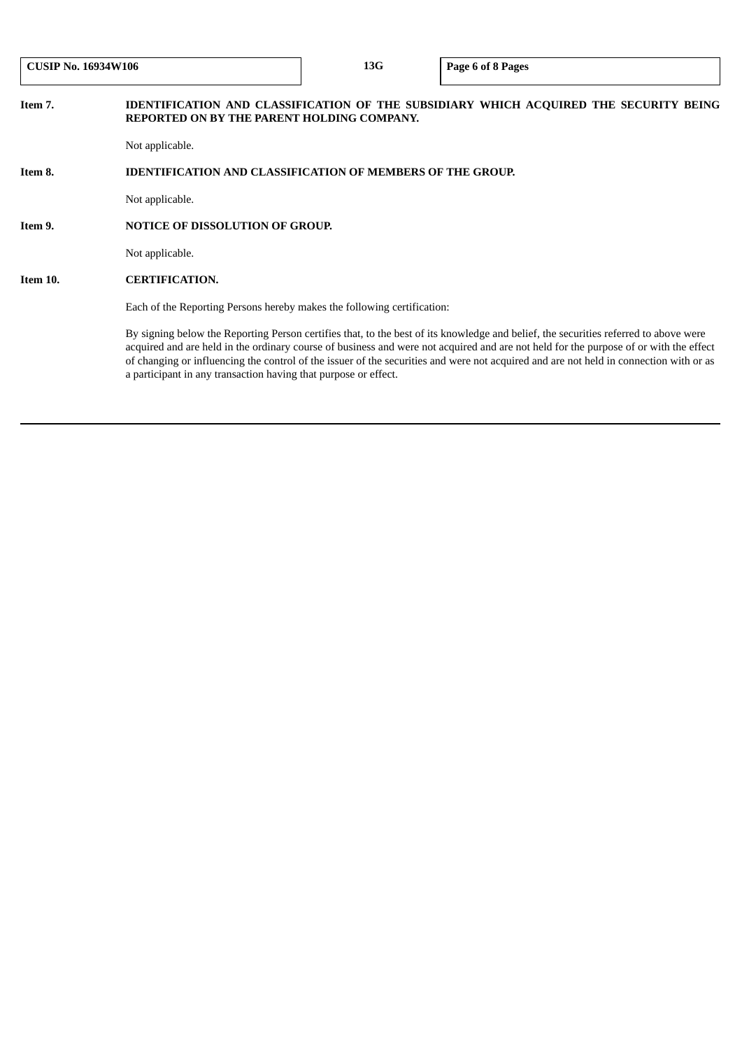**Item 7. IDENTIFICATION AND CLASSIFICATION OF THE SUBSIDIARY WHICH ACQUIRED THE SECURITY BEING REPORTED ON BY THE PARENT HOLDING COMPANY.**

Not applicable.

**Item 8. IDENTIFICATION AND CLASSIFICATION OF MEMBERS OF THE GROUP.**

Not applicable.

**Item 9. NOTICE OF DISSOLUTION OF GROUP.**

Not applicable.

**Item 10. CERTIFICATION.**

Each of the Reporting Persons hereby makes the following certification:

By signing below the Reporting Person certifies that, to the best of its knowledge and belief, the securities referred to above were acquired and are held in the ordinary course of business and were not acquired and are not held for the purpose of or with the effect of changing or influencing the control of the issuer of the securities and were not acquired and are not held in connection with or as a participant in any transaction having that purpose or effect.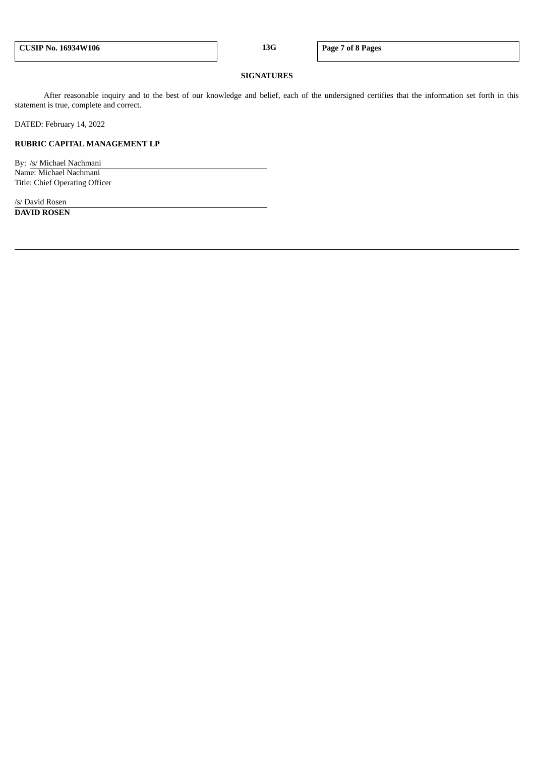**SIGNATURES**

After reasonable inquiry and to the best of our knowledge and belief, each of the undersigned certifies that the information set forth in this statement is true, complete and correct.

DATED: February 14, 2022

**RUBRIC CAPITAL MANAGEMENT LP**

By: /s/ Michael Nachmani
Name: Michael Nachmani
Title: Chief Operating Officer

/s/ David Rosen
**DAVID ROSEN**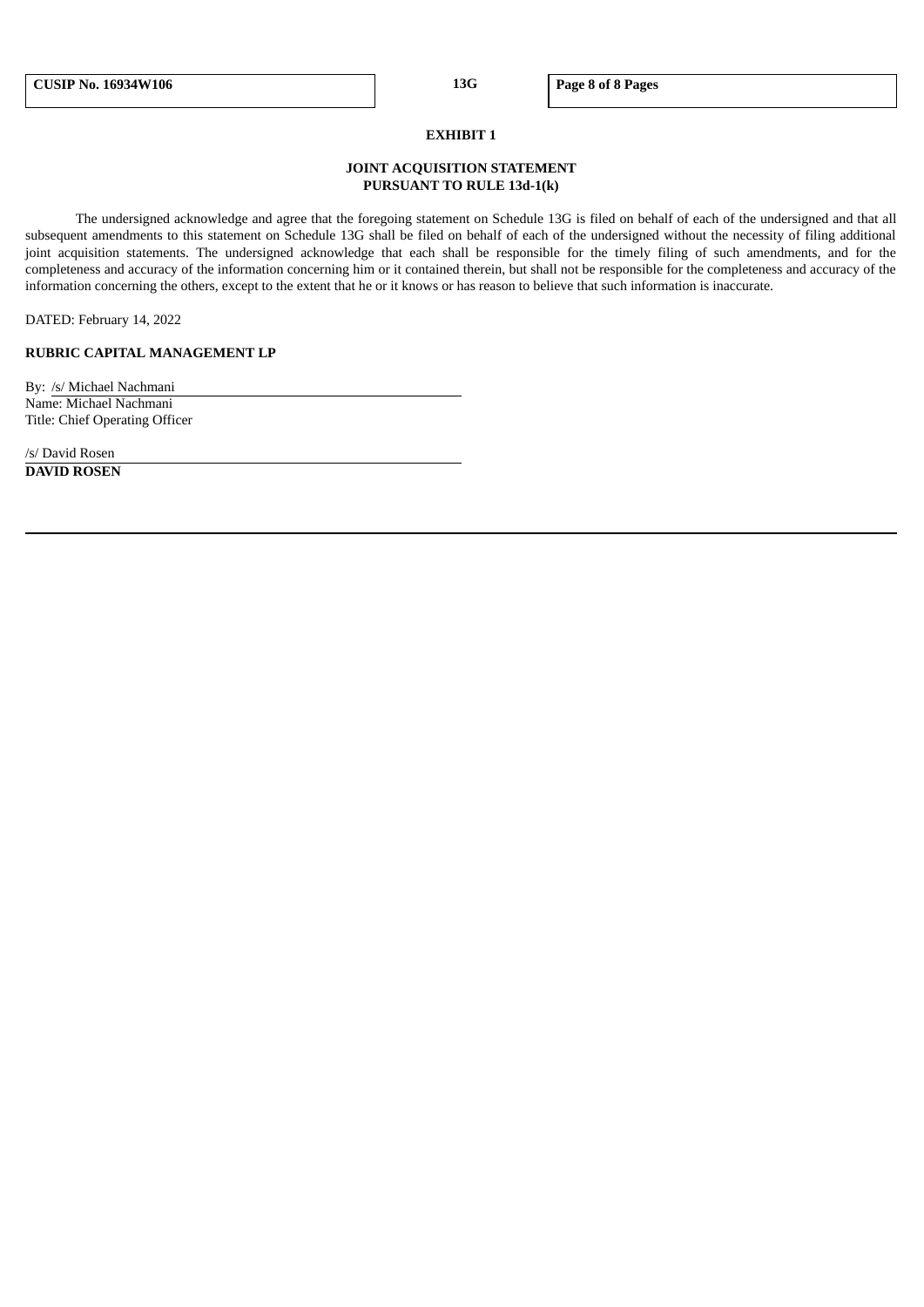**EXHIBIT 1**

**JOINT ACQUISITION STATEMENT**
**PURSUANT TO RULE 13d-1(k)**

The undersigned acknowledge and agree that the foregoing statement on Schedule 13G is filed on behalf of each of the undersigned and that all subsequent amendments to this statement on Schedule 13G shall be filed on behalf of each of the undersigned without the necessity of filing additional joint acquisition statements. The undersigned acknowledge that each shall be responsible for the timely filing of such amendments, and for the completeness and accuracy of the information concerning him or it contained therein, but shall not be responsible for the completeness and accuracy of the information concerning the others, except to the extent that he or it knows or has reason to believe that such information is inaccurate.

DATED: February 14, 2022

**RUBRIC CAPITAL MANAGEMENT LP**

By: /s/ Michael Nachmani
Name: Michael Nachmani
Title: Chief Operating Officer

/s/ David Rosen
**DAVID ROSEN**